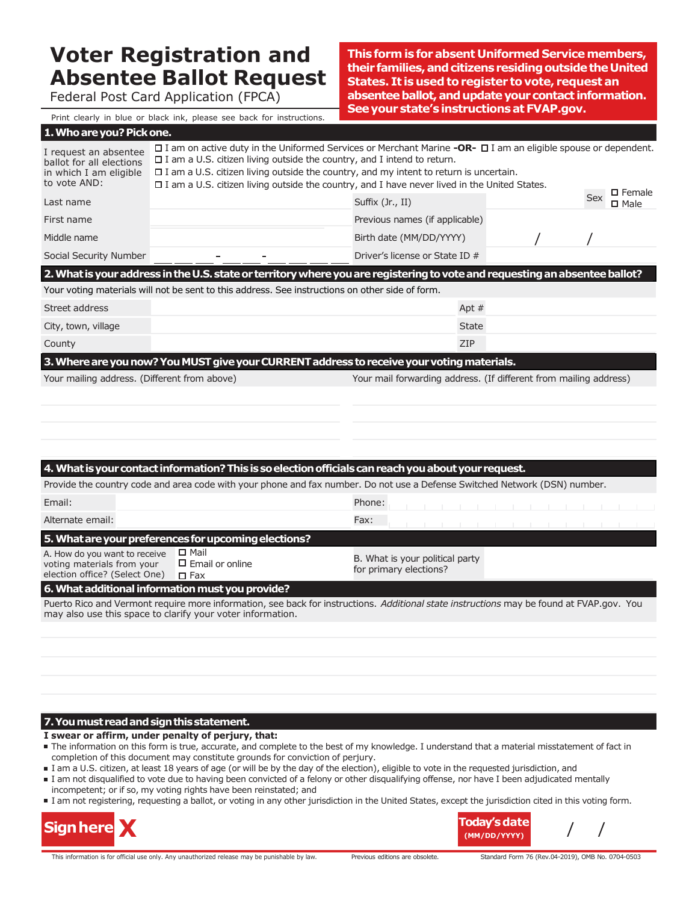# Voter Registration and Absentee Ballot Request

Federal Post Card Application (FPCA)

Print clearly in blue or black ink, please see back for instructions.

**This form is for absent Uniformed Service members, their families, and citizens residing outside the United States. It is used to register to vote, request an absentee ballot, and update your contact information. See your state's instructions at FVAP.gov.**

## 1. Who are you? Pick one.

I request an absentee ballot for all elections in which I am eligible to vote AND:

- ☐ I am on active duty in the Uniformed Services or Merchant Marine **-OR-** ☐ I am an eligible spouse or dependent.
- ☐ I am a U.S. citizen living outside the country, and I intend to return.
- ☐ I am a U.S. citizen living outside the country, and my intent to return is uncertain.
- ☐ I am a U.S. citizen living outside the country, and I have never lived in the United States.

| | | | |
|---|---|---|---|
| Last name | | Suffix (Jr., II) | Sex ☐ Female ☐ Male |
| First name | | Previous names (if applicable) | |
| Middle name | | Birth date (MM/DD/YYYY) | / / |
| Social Security Number | ___ - __ - ____ | Driver's license or State ID # | |

## 2. What is your address in the U.S. state or territory where you are registering to vote and requesting an absentee ballot?

Your voting materials will not be sent to this address. See instructions on other side of form.

| | | | |
|---|---|---|---|
| Street address | | Apt # | |
| City, town, village | | State | |
| County | | ZIP | |

## 3. Where are you now? You MUST give your CURRENT address to receive your voting materials.

| Your mailing address. (Different from above) | Your mail forwarding address. (If different from mailing address) |
|---|---|
| | |

## 4. What is your contact information? This is so election officials can reach you about your request.

Provide the country code and area code with your phone and fax number. Do not use a Defense Switched Network (DSN) number.

| | | | |
|---|---|---|---|
| Email: | | Phone: | |
| Alternate email: | | Fax: | |

## 5. What are your preferences for upcoming elections?

A. How do you want to receive voting materials from your election office? (Select One)

- ☐ Mail
- ☐ Email or online
- ☐ Fax

B. What is your political party for primary elections?

## 6. What additional information must you provide?

Puerto Rico and Vermont require more information, see back for instructions. *Additional state instructions* may be found at FVAP.gov. You may also use this space to clarify your voter information.

## 7. You must read and sign this statement.

**I swear or affirm, under penalty of perjury, that:**

- The information on this form is true, accurate, and complete to the best of my knowledge. I understand that a material misstatement of fact in completion of this document may constitute grounds for conviction of perjury.
- I am a U.S. citizen, at least 18 years of age (or will be by the day of the election), eligible to vote in the requested jurisdiction, and
- I am not disqualified to vote due to having been convicted of a felony or other disqualifying offense, nor have I been adjudicated mentally incompetent; or if so, my voting rights have been reinstated; and
- I am not registering, requesting a ballot, or voting in any other jurisdiction in the United States, except the jurisdiction cited in this voting form.

**Sign here X**

**Today's date (MM/DD/YYYY)** / /

This information is for official use only. Any unauthorized release may be punishable by law. Previous editions are obsolete. Standard Form 76 (Rev.04-2019), OMB No. 0704-0503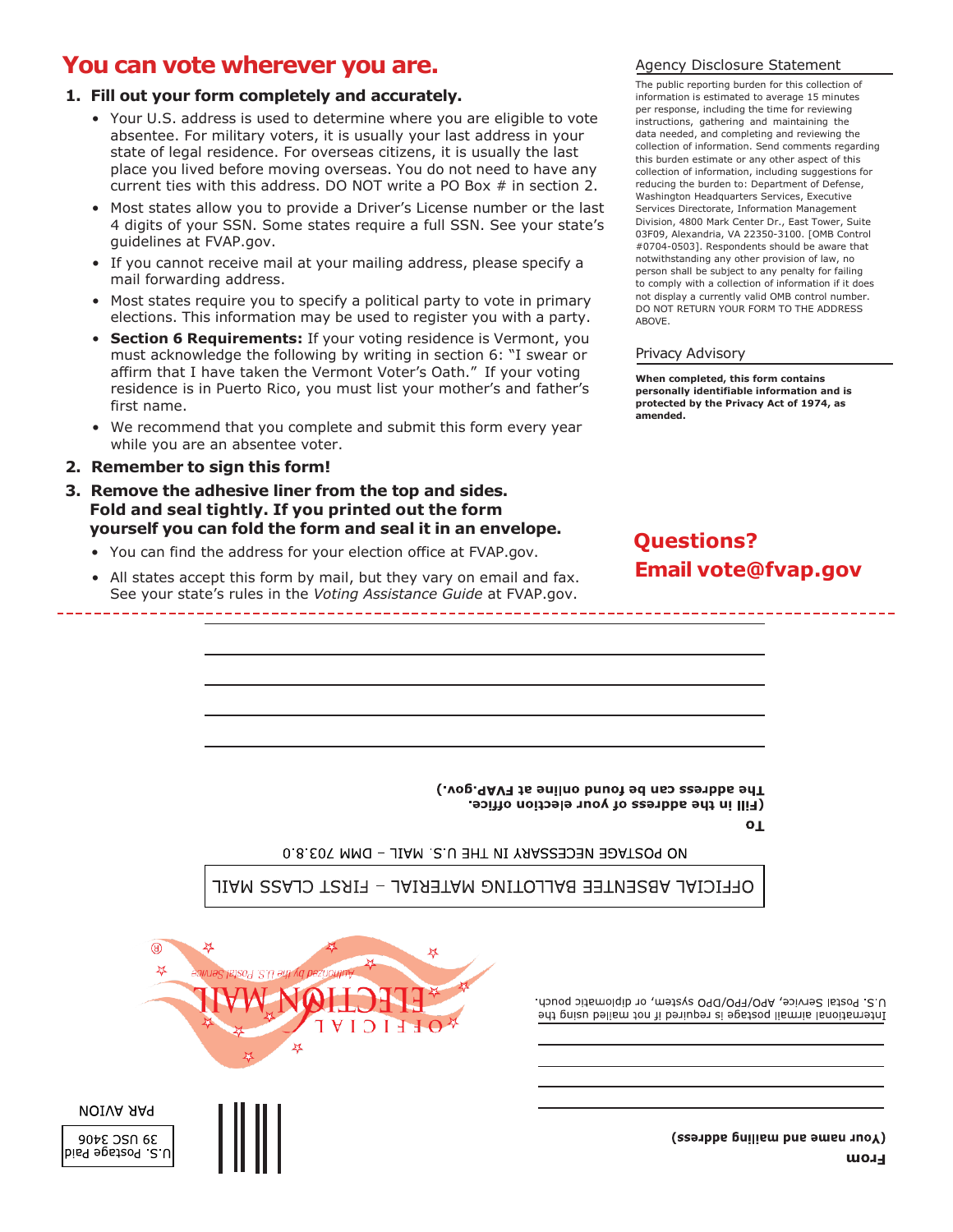# You can vote wherever you are.

1. **Fill out your form completely and accurately.**
   - Your U.S. address is used to determine where you are eligible to vote absentee. For military voters, it is usually your last address in your state of legal residence. For overseas citizens, it is usually the last place you lived before moving overseas. You do not need to have any current ties with this address. DO NOT write a PO Box # in section 2.
   - Most states allow you to provide a Driver's License number or the last 4 digits of your SSN. Some states require a full SSN. See your state's guidelines at FVAP.gov.
   - If you cannot receive mail at your mailing address, please specify a mail forwarding address.
   - Most states require you to specify a political party to vote in primary elections. This information may be used to register you with a party.
   - **Section 6 Requirements:** If your voting residence is Vermont, you must acknowledge the following by writing in section 6: "I swear or affirm that I have taken the Vermont Voter's Oath." If your voting residence is in Puerto Rico, you must list your mother's and father's first name.
   - We recommend that you complete and submit this form every year while you are an absentee voter.
2. **Remember to sign this form!**
3. **Remove the adhesive liner from the top and sides. Fold and seal tightly. If you printed out the form yourself you can fold the form and seal it in an envelope.**
   - You can find the address for your election office at FVAP.gov.
   - All states accept this form by mail, but they vary on email and fax. See your state's rules in the *Voting Assistance Guide* at FVAP.gov.

## Agency Disclosure Statement

The public reporting burden for this collection of information is estimated to average 15 minutes per response, including the time for reviewing instructions, gathering and maintaining the data needed, and completing and reviewing the collection of information. Send comments regarding this burden estimate or any other aspect of this collection of information, including suggestions for reducing the burden to: Department of Defense, Washington Headquarters Services, Executive Services Directorate, Information Management Division, 4800 Mark Center Dr., East Tower, Suite 03F09, Alexandria, VA 22350-3100. [OMB Control #0704-0503]. Respondents should be aware that notwithstanding any other provision of law, no person shall be subject to any penalty for failing to comply with a collection of information if it does not display a currently valid OMB control number. DO NOT RETURN YOUR FORM TO THE ADDRESS ABOVE.

## Privacy Advisory

**When completed, this form contains personally identifiable information and is protected by the Privacy Act of 1974, as amended.**

## Questions?
## Email vote@fvap.gov

---

**To**

**(Fill in the address of your election office. The address can be found online at FVAP.gov.)**

NO POSTAGE NECESSARY IN THE U.S. MAIL – DMM 703.8.0

OFFICIAL ABSENTEE BALLOTING MATERIAL – FIRST CLASS MAIL

OFFICIAL ELECTION MAIL®

Authorized by the U.S. Postal Service

International airmail postage is required if not mailed using the U.S. Postal Service, APO/FPO/DPO system, or diplomatic pouch.

**From**

**(Your name and mailing address)**

U.S. Postage Paid
39 USC 3406

PAR AVION